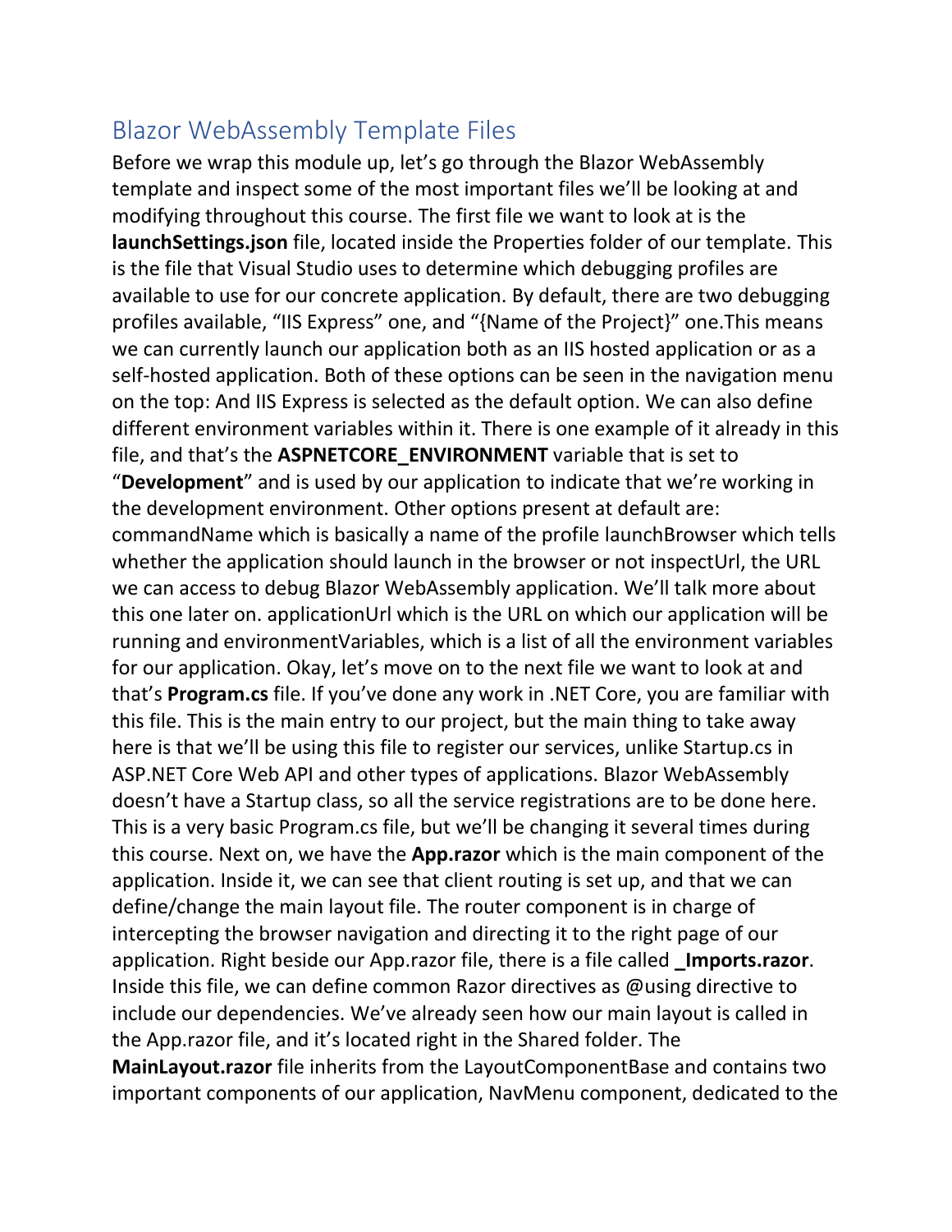## Blazor WebAssembly Template Files

Before we wrap this module up, let's go through the Blazor WebAssembly template and inspect some of the most important files we'll be looking at and modifying throughout this course. The first file we want to look at is the **launchSettings.json** file, located inside the Properties folder of our template. This is the file that Visual Studio uses to determine which debugging profiles are available to use for our concrete application. By default, there are two debugging profiles available, "IIS Express" one, and "{Name of the Project}" one.This means we can currently launch our application both as an IIS hosted application or as a self-hosted application. Both of these options can be seen in the navigation menu on the top: And IIS Express is selected as the default option. We can also define different environment variables within it. There is one example of it already in this file, and that's the **ASPNETCORE_ENVIRONMENT** variable that is set to "**Development**" and is used by our application to indicate that we're working in the development environment. Other options present at default are: commandName which is basically a name of the profile launchBrowser which tells whether the application should launch in the browser or not inspectUrl, the URL we can access to debug Blazor WebAssembly application. We'll talk more about this one later on. applicationUrl which is the URL on which our application will be running and environmentVariables, which is a list of all the environment variables for our application. Okay, let's move on to the next file we want to look at and that's **Program.cs** file. If you've done any work in .NET Core, you are familiar with this file. This is the main entry to our project, but the main thing to take away here is that we'll be using this file to register our services, unlike Startup.cs in ASP.NET Core Web API and other types of applications. Blazor WebAssembly doesn't have a Startup class, so all the service registrations are to be done here. This is a very basic Program.cs file, but we'll be changing it several times during this course. Next on, we have the **App.razor** which is the main component of the application. Inside it, we can see that client routing is set up, and that we can define/change the main layout file. The router component is in charge of intercepting the browser navigation and directing it to the right page of our application. Right beside our App.razor file, there is a file called **_Imports.razor**. Inside this file, we can define common Razor directives as @using directive to include our dependencies. We've already seen how our main layout is called in the App.razor file, and it's located right in the Shared folder. The **MainLayout.razor** file inherits from the LayoutComponentBase and contains two important components of our application, NavMenu component, dedicated to the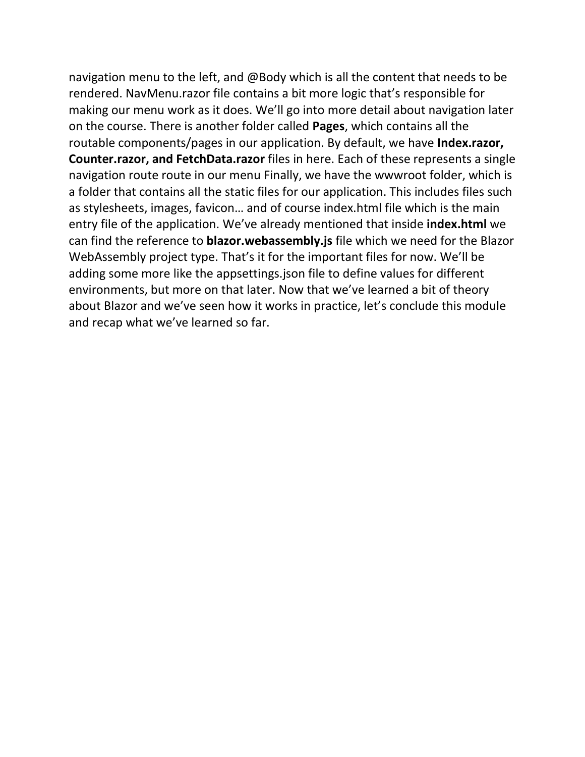navigation menu to the left, and @Body which is all the content that needs to be rendered. NavMenu.razor file contains a bit more logic that's responsible for making our menu work as it does. We'll go into more detail about navigation later on the course. There is another folder called **Pages**, which contains all the routable components/pages in our application. By default, we have **Index.razor, Counter.razor, and FetchData.razor** files in here. Each of these represents a single navigation route route in our menu Finally, we have the wwwroot folder, which is a folder that contains all the static files for our application. This includes files such as stylesheets, images, favicon… and of course index.html file which is the main entry file of the application. We've already mentioned that inside **index.html** we can find the reference to **blazor.webassembly.js** file which we need for the Blazor WebAssembly project type. That's it for the important files for now. We'll be adding some more like the appsettings.json file to define values for different environments, but more on that later. Now that we've learned a bit of theory about Blazor and we've seen how it works in practice, let's conclude this module and recap what we've learned so far.